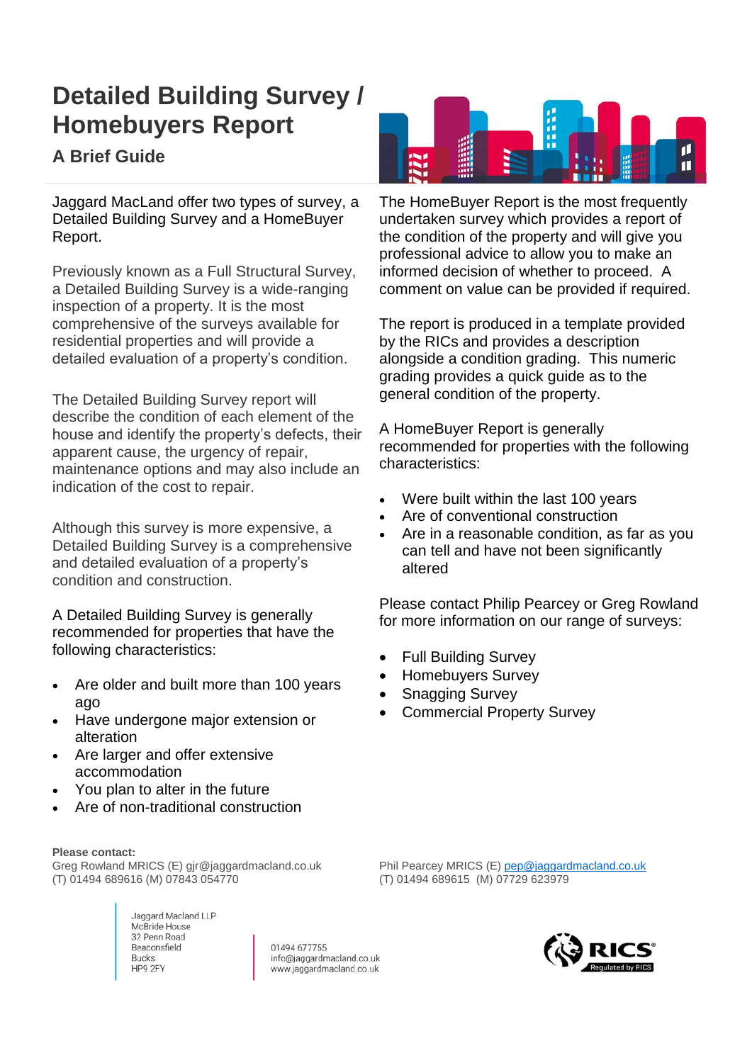# Detailed Building Survey / Homebuyers Report

## A Brief Guide

Jaggard MacLand offer two types of survey, a Detailed Building Survey and a HomeBuyer Report.

Previously known as a Full Structural Survey, a Detailed Building Survey is a wide-ranging inspection of a property. It is the most comprehensive of the surveys available for residential properties and will provide a detailed evaluation of a property's condition.

The Detailed Building Survey report will describe the condition of each element of the house and identify the property's defects, their apparent cause, the urgency of repair, maintenance options and may also include an indication of the cost to repair.

Although this survey is more expensive, a Detailed Building Survey is a comprehensive and detailed evaluation of a property's condition and construction.

A Detailed Building Survey is generally recommended for properties that have the following characteristics:

- Are older and built more than 100 years ago
- Have undergone major extension or alteration
- Are larger and offer extensive accommodation
- You plan to alter in the future
- Are of non-traditional construction

The HomeBuyer Report is the most frequently undertaken survey which provides a report of the condition of the property and will give you professional advice to allow you to make an informed decision of whether to proceed. A comment on value can be provided if required.

The report is produced in a template provided by the RICs and provides a description alongside a condition grading. This numeric grading provides a quick guide as to the general condition of the property.

A HomeBuyer Report is generally recommended for properties with the following characteristics:

- Were built within the last 100 years
- Are of conventional construction
- Are in a reasonable condition, as far as you can tell and have not been significantly altered

Please contact Philip Pearcey or Greg Rowland for more information on our range of surveys:

- Full Building Survey
- Homebuyers Survey
- Snagging Survey
- Commercial Property Survey

**Please contact:**

Greg Rowland MRICS (E) gjr@jaggardmacland.co.uk
(T) 01494 689616 (M) 07843 054770

Phil Pearcey MRICS (E) pep@jaggardmacland.co.uk
(T) 01494 689615 (M) 07729 623979

Jaggard Macland LLP
McBride House
32 Penn Road
Beaconsfield
Bucks
HP9 2FY

01494 677755
info@jaggardmacland.co.uk
www.jaggardmacland.co.uk

RICS Regulated by RICS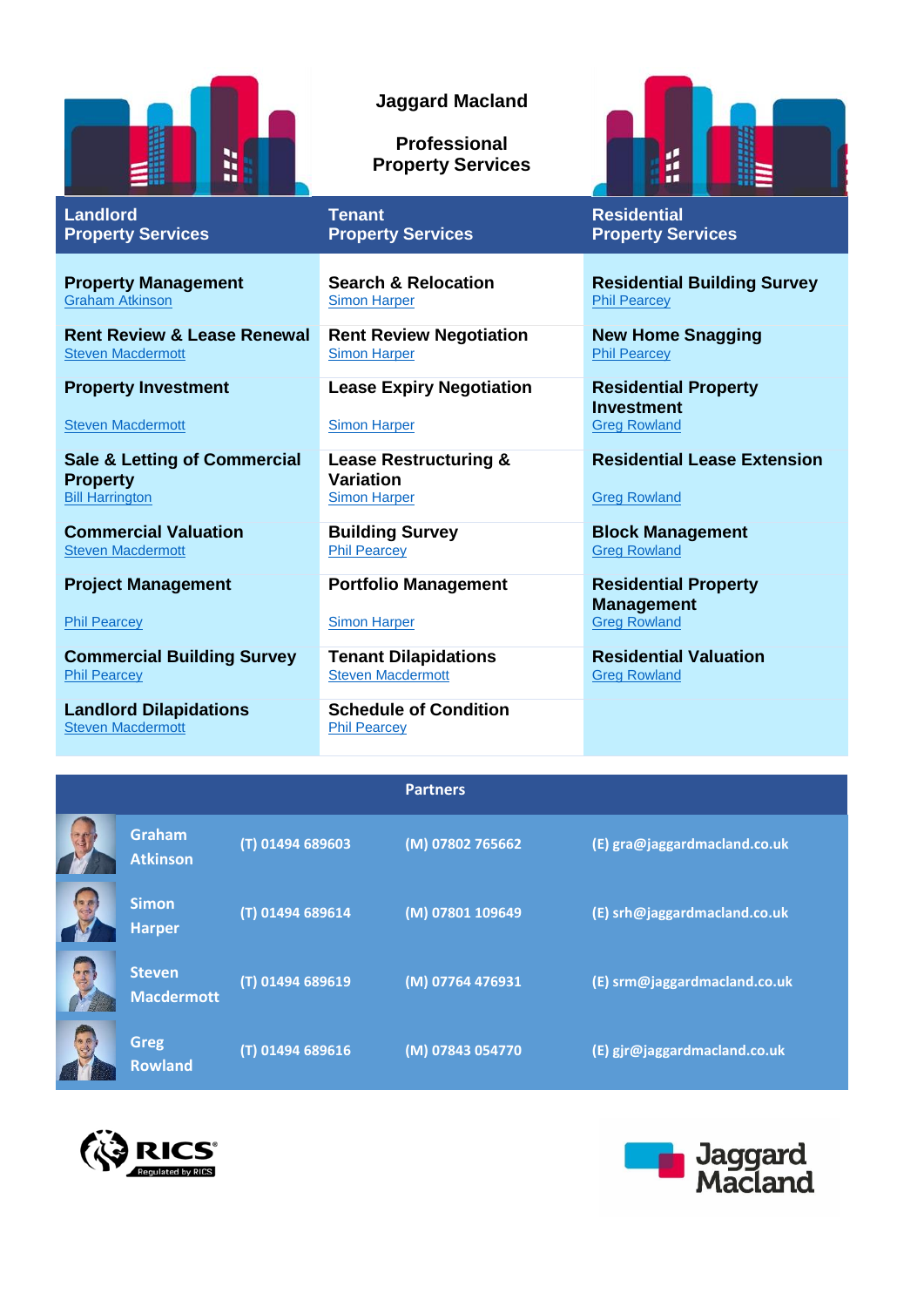**Jaggard Macland**

**Professional Property Services**

| Landlord Property Services | Tenant Property Services | Residential Property Services |
|---|---|---|
| **Property Management** Graham Atkinson | **Search & Relocation** Simon Harper | **Residential Building Survey** Phil Pearcey |
| **Rent Review & Lease Renewal** Steven Macdermott | **Rent Review Negotiation** Simon Harper | **New Home Snagging** Phil Pearcey |
| **Property Investment** Steven Macdermott | **Lease Expiry Negotiation** Simon Harper | **Residential Property Investment** Greg Rowland |
| **Sale & Letting of Commercial Property** Bill Harrington | **Lease Restructuring & Variation** Simon Harper | **Residential Lease Extension** Greg Rowland |
| **Commercial Valuation** Steven Macdermott | **Building Survey** Phil Pearcey | **Block Management** Greg Rowland |
| **Project Management** Phil Pearcey | **Portfolio Management** Simon Harper | **Residential Property Management** Greg Rowland |
| **Commercial Building Survey** Phil Pearcey | **Tenant Dilapidations** Steven Macdermott | **Residential Valuation** Greg Rowland |
| **Landlord Dilapidations** Steven Macdermott | **Schedule of Condition** Phil Pearcey | |

**Partners**

| Name | Telephone | Mobile | Email |
|---|---|---|---|
| Graham Atkinson | (T) 01494 689603 | (M) 07802 765662 | (E) gra@jaggardmacland.co.uk |
| Simon Harper | (T) 01494 689614 | (M) 07801 109649 | (E) srh@jaggardmacland.co.uk |
| Steven Macdermott | (T) 01494 689619 | (M) 07764 476931 | (E) srm@jaggardmacland.co.uk |
| Greg Rowland | (T) 01494 689616 | (M) 07843 054770 | (E) gjr@jaggardmacland.co.uk |

RICS Regulated by RICS

Jaggard Macland